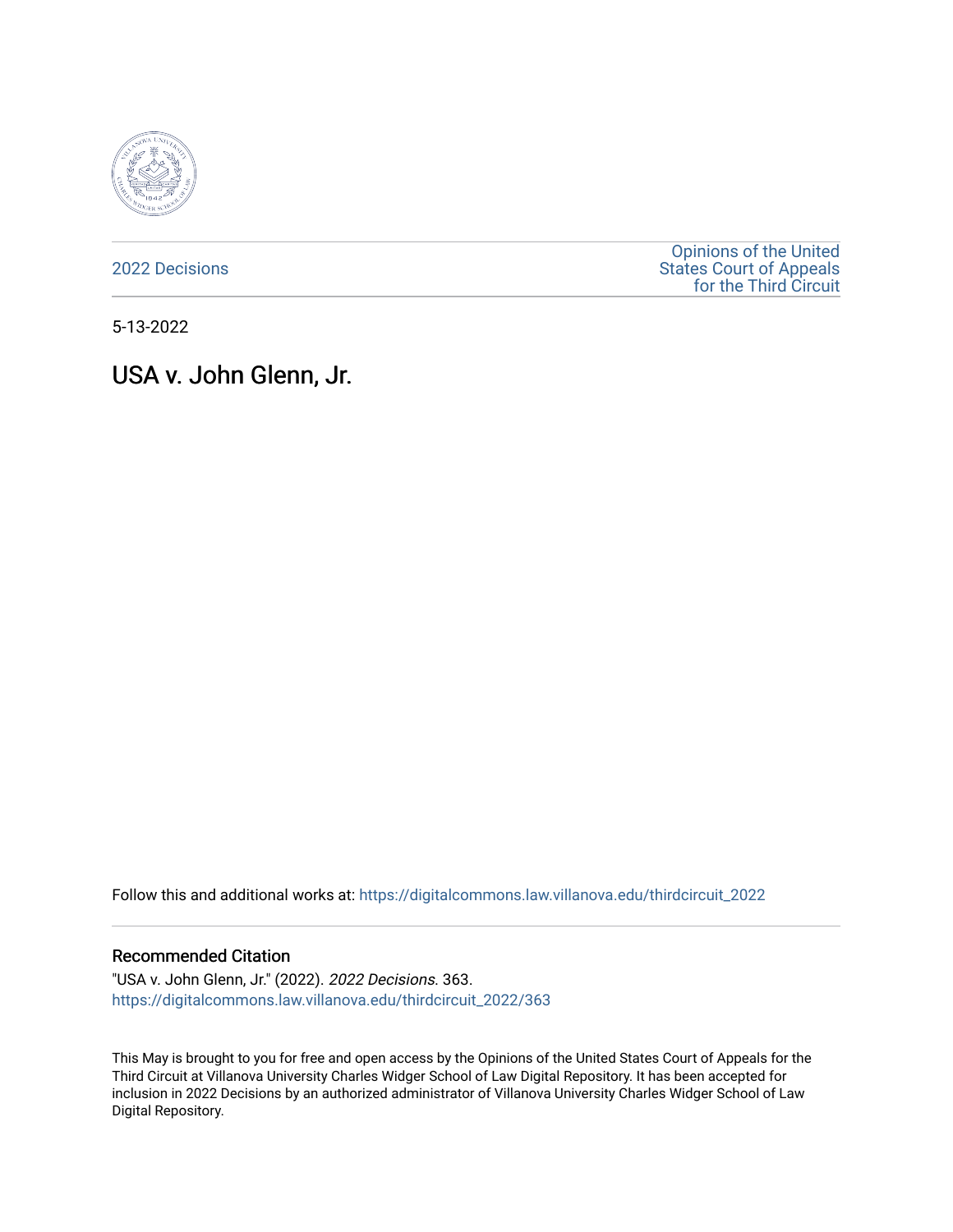2022 Decisions

Opinions of the United States Court of Appeals for the Third Circuit

5-13-2022

# USA v. John Glenn, Jr.

Follow this and additional works at: https://digitalcommons.law.villanova.edu/thirdcircuit_2022

## Recommended Citation

"USA v. John Glenn, Jr." (2022). *2022 Decisions*. 363.
https://digitalcommons.law.villanova.edu/thirdcircuit_2022/363

This May is brought to you for free and open access by the Opinions of the United States Court of Appeals for the Third Circuit at Villanova University Charles Widger School of Law Digital Repository. It has been accepted for inclusion in 2022 Decisions by an authorized administrator of Villanova University Charles Widger School of Law Digital Repository.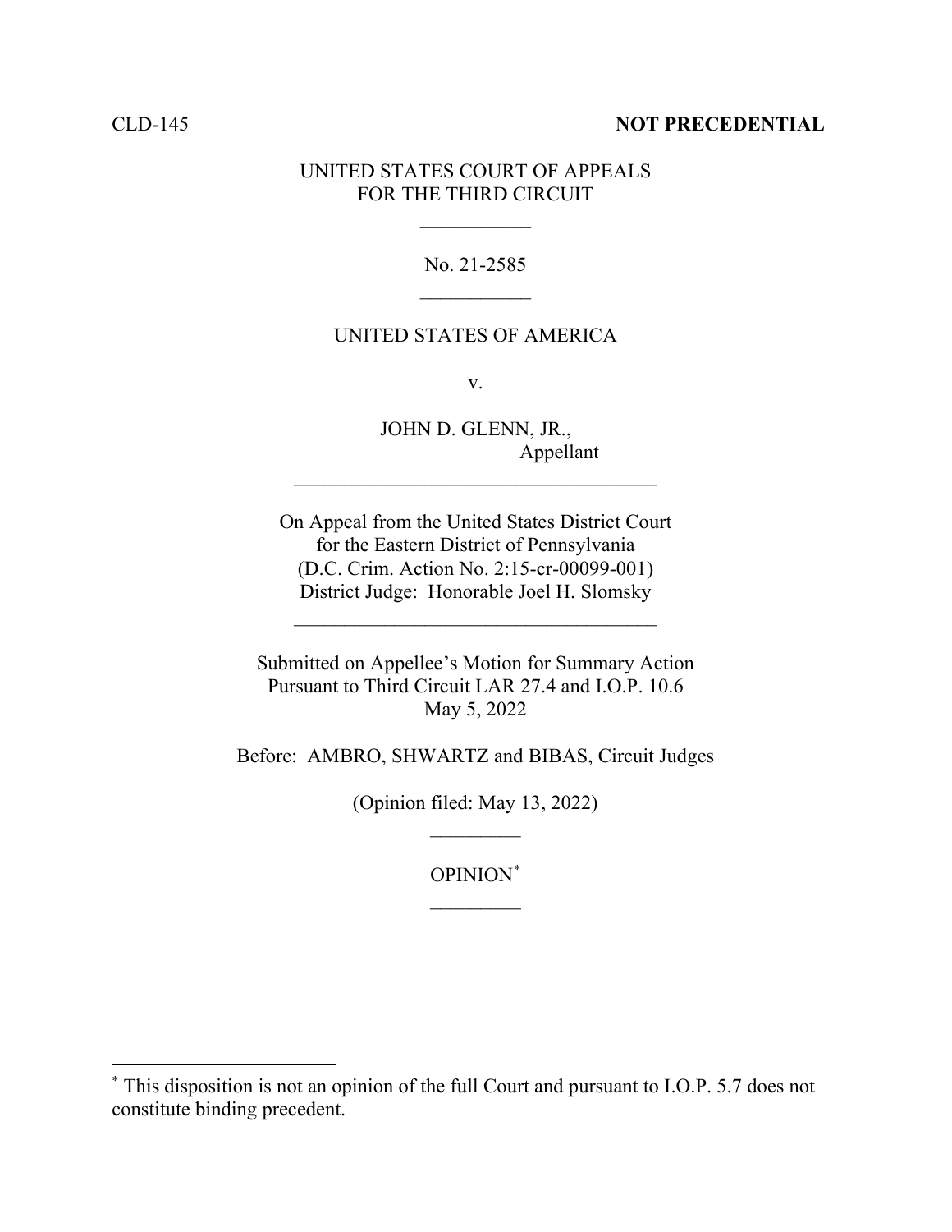CLD-145 **NOT PRECEDENTIAL**

UNITED STATES COURT OF APPEALS
FOR THE THIRD CIRCUIT

\_\_\_\_\_\_\_\_\_\_\_

No. 21-2585

\_\_\_\_\_\_\_\_\_\_\_

UNITED STATES OF AMERICA

v.

JOHN D. GLENN, JR.,
Appellant

\_\_\_\_\_\_\_\_\_\_\_\_\_\_\_\_\_\_\_\_\_\_\_\_\_\_\_\_\_\_\_\_\_\_\_\_

On Appeal from the United States District Court
for the Eastern District of Pennsylvania
(D.C. Crim. Action No. 2:15-cr-00099-001)
District Judge: Honorable Joel H. Slomsky

\_\_\_\_\_\_\_\_\_\_\_\_\_\_\_\_\_\_\_\_\_\_\_\_\_\_\_\_\_\_\_\_\_\_\_\_

Submitted on Appellee's Motion for Summary Action
Pursuant to Third Circuit LAR 27.4 and I.O.P. 10.6
May 5, 2022

Before: AMBRO, SHWARTZ and BIBAS, Circuit Judges

(Opinion filed: May 13, 2022)

\_\_\_\_\_\_\_\_\_

OPINION[*]

\_\_\_\_\_\_\_\_\_

[*] This disposition is not an opinion of the full Court and pursuant to I.O.P. 5.7 does not constitute binding precedent.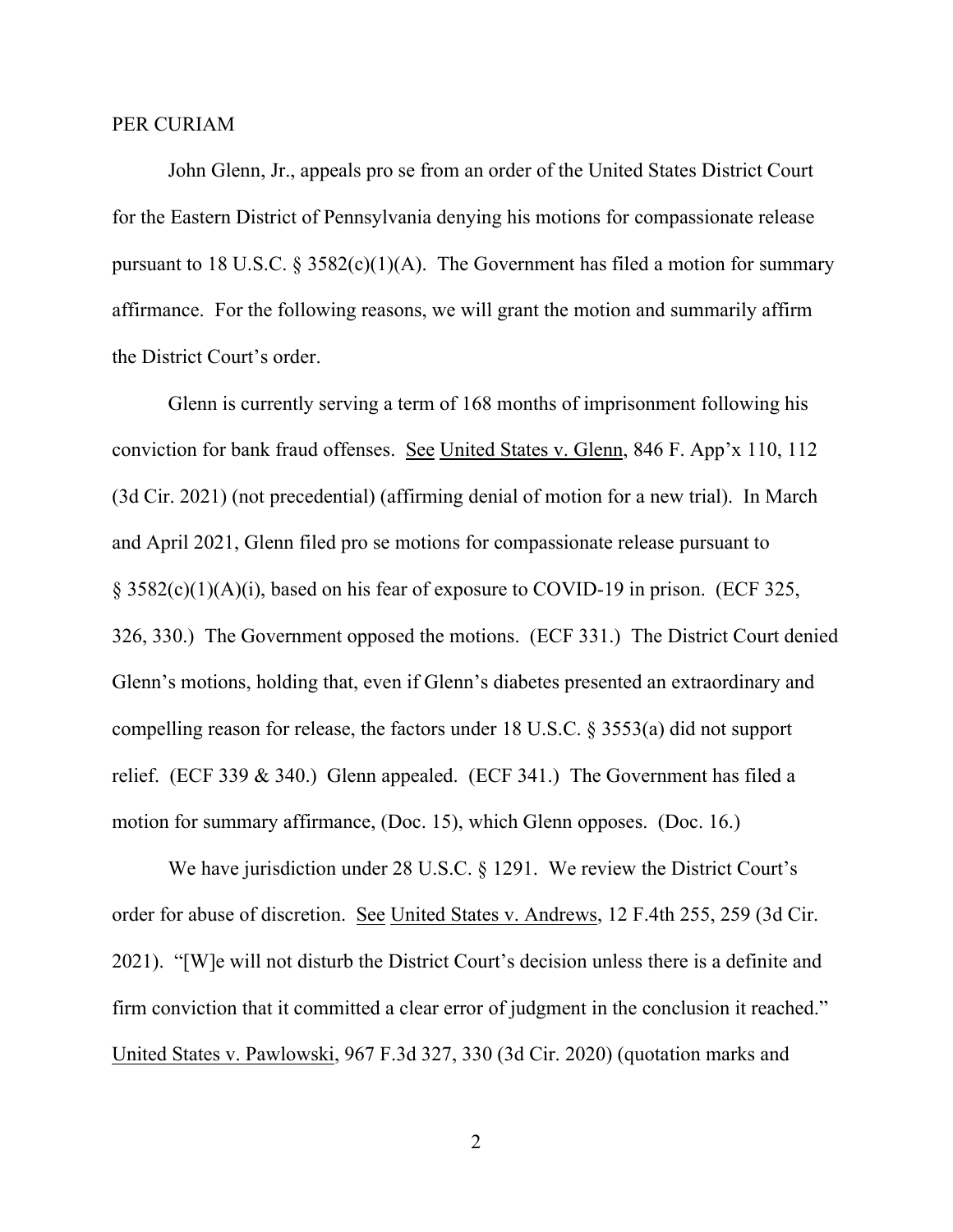PER CURIAM

John Glenn, Jr., appeals pro se from an order of the United States District Court for the Eastern District of Pennsylvania denying his motions for compassionate release pursuant to 18 U.S.C. § 3582(c)(1)(A). The Government has filed a motion for summary affirmance. For the following reasons, we will grant the motion and summarily affirm the District Court's order.

Glenn is currently serving a term of 168 months of imprisonment following his conviction for bank fraud offenses. See United States v. Glenn, 846 F. App'x 110, 112 (3d Cir. 2021) (not precedential) (affirming denial of motion for a new trial). In March and April 2021, Glenn filed pro se motions for compassionate release pursuant to § 3582(c)(1)(A)(i), based on his fear of exposure to COVID-19 in prison. (ECF 325, 326, 330.) The Government opposed the motions. (ECF 331.) The District Court denied Glenn's motions, holding that, even if Glenn's diabetes presented an extraordinary and compelling reason for release, the factors under 18 U.S.C. § 3553(a) did not support relief. (ECF 339 & 340.) Glenn appealed. (ECF 341.) The Government has filed a motion for summary affirmance, (Doc. 15), which Glenn opposes. (Doc. 16.)

We have jurisdiction under 28 U.S.C. § 1291. We review the District Court's order for abuse of discretion. See United States v. Andrews, 12 F.4th 255, 259 (3d Cir. 2021). "[W]e will not disturb the District Court's decision unless there is a definite and firm conviction that it committed a clear error of judgment in the conclusion it reached." United States v. Pawlowski, 967 F.3d 327, 330 (3d Cir. 2020) (quotation marks and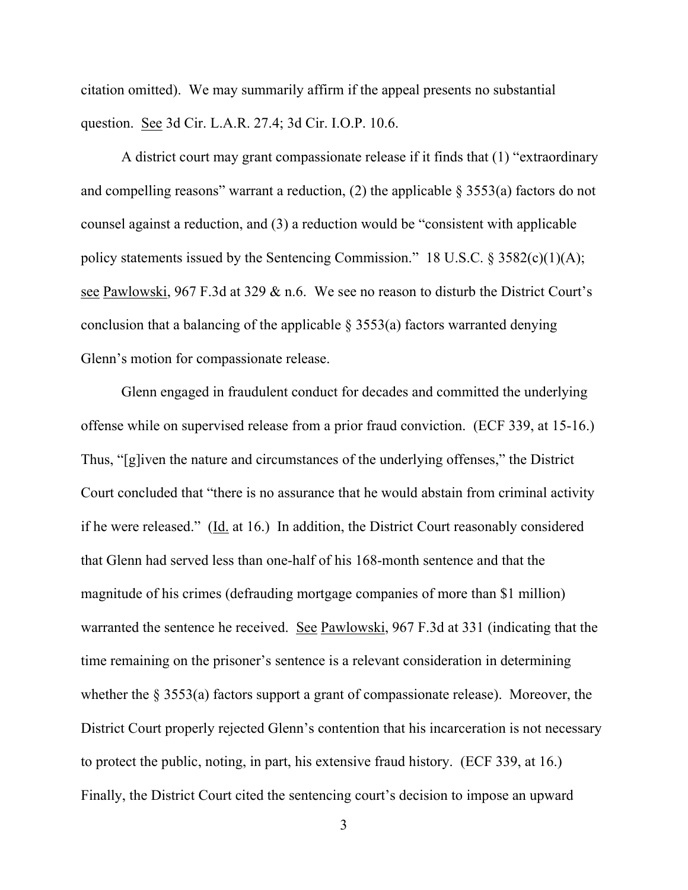citation omitted). We may summarily affirm if the appeal presents no substantial question. See 3d Cir. L.A.R. 27.4; 3d Cir. I.O.P. 10.6.

A district court may grant compassionate release if it finds that (1) "extraordinary and compelling reasons" warrant a reduction, (2) the applicable § 3553(a) factors do not counsel against a reduction, and (3) a reduction would be "consistent with applicable policy statements issued by the Sentencing Commission." 18 U.S.C. § 3582(c)(1)(A); see Pawlowski, 967 F.3d at 329 & n.6. We see no reason to disturb the District Court's conclusion that a balancing of the applicable § 3553(a) factors warranted denying Glenn's motion for compassionate release.

Glenn engaged in fraudulent conduct for decades and committed the underlying offense while on supervised release from a prior fraud conviction. (ECF 339, at 15-16.) Thus, "[g]iven the nature and circumstances of the underlying offenses," the District Court concluded that "there is no assurance that he would abstain from criminal activity if he were released." (Id. at 16.) In addition, the District Court reasonably considered that Glenn had served less than one-half of his 168-month sentence and that the magnitude of his crimes (defrauding mortgage companies of more than $1 million) warranted the sentence he received. See Pawlowski, 967 F.3d at 331 (indicating that the time remaining on the prisoner's sentence is a relevant consideration in determining whether the § 3553(a) factors support a grant of compassionate release). Moreover, the District Court properly rejected Glenn's contention that his incarceration is not necessary to protect the public, noting, in part, his extensive fraud history. (ECF 339, at 16.) Finally, the District Court cited the sentencing court's decision to impose an upward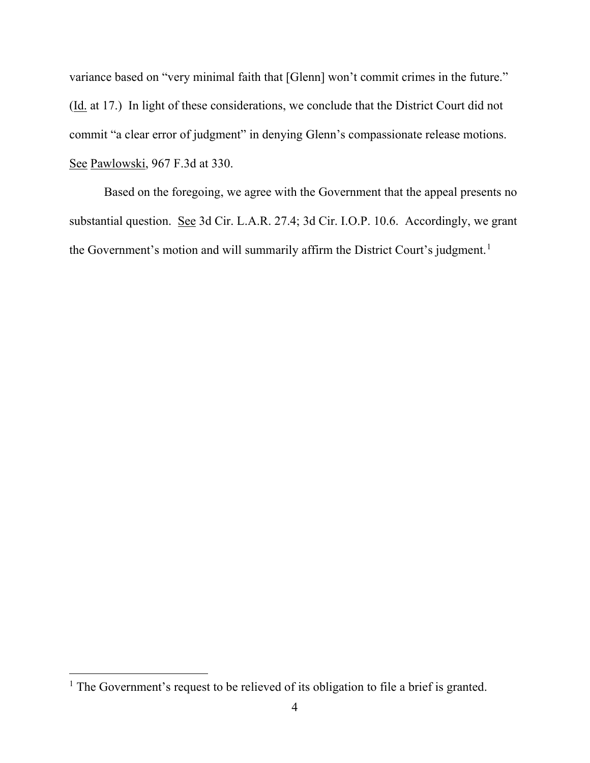variance based on "very minimal faith that [Glenn] won't commit crimes in the future." (Id. at 17.) In light of these considerations, we conclude that the District Court did not commit "a clear error of judgment" in denying Glenn's compassionate release motions. See Pawlowski, 967 F.3d at 330.

Based on the foregoing, we agree with the Government that the appeal presents no substantial question. See 3d Cir. L.A.R. 27.4; 3d Cir. I.O.P. 10.6. Accordingly, we grant the Government's motion and will summarily affirm the District Court's judgment.[1]

---

[1] The Government's request to be relieved of its obligation to file a brief is granted.